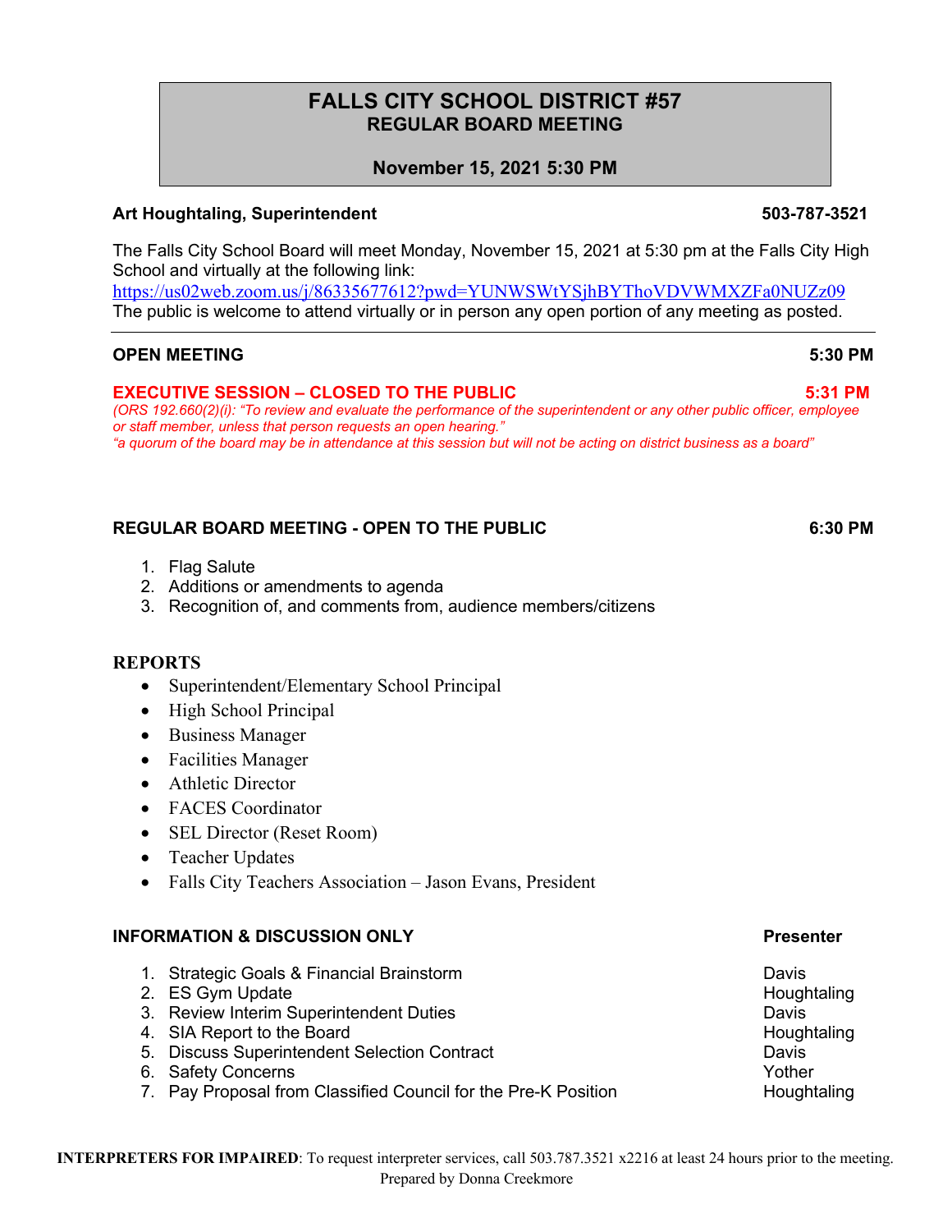# FALLS CITY SCHOOL DISTRICT #57
## REGULAR BOARD MEETING

**November 15, 2021 5:30 PM**

**Art Houghtaling, Superintendent** **503-787-3521**

The Falls City School Board will meet Monday, November 15, 2021 at 5:30 pm at the Falls City High School and virtually at the following link:
https://us02web.zoom.us/j/86335677612?pwd=YUNWSWtYSjhBYThoVDVWMXZFa0NUZz09
The public is welcome to attend virtually or in person any open portion of any meeting as posted.

---

**OPEN MEETING** **5:30 PM**

**EXECUTIVE SESSION – CLOSED TO THE PUBLIC** **5:31 PM**
*(ORS 192.660(2)(i): "To review and evaluate the performance of the superintendent or any other public officer, employee or staff member, unless that person requests an open hearing."*
*"a quorum of the board may be in attendance at this session but will not be acting on district business as a board"*

**REGULAR BOARD MEETING - OPEN TO THE PUBLIC** **6:30 PM**

1. Flag Salute
2. Additions or amendments to agenda
3. Recognition of, and comments from, audience members/citizens

**REPORTS**

- Superintendent/Elementary School Principal
- High School Principal
- Business Manager
- Facilities Manager
- Athletic Director
- FACES Coordinator
- SEL Director (Reset Room)
- Teacher Updates
- Falls City Teachers Association – Jason Evans, President

| **INFORMATION & DISCUSSION ONLY** | **Presenter** |
|---|---|
| 1. Strategic Goals & Financial Brainstorm | Davis |
| 2. ES Gym Update | Houghtaling |
| 3. Review Interim Superintendent Duties | Davis |
| 4. SIA Report to the Board | Houghtaling |
| 5. Discuss Superintendent Selection Contract | Davis |
| 6. Safety Concerns | Yother |
| 7. Pay Proposal from Classified Council for the Pre-K Position | Houghtaling |

**INTERPRETERS FOR IMPAIRED**: To request interpreter services, call 503.787.3521 x2216 at least 24 hours prior to the meeting.
Prepared by Donna Creekmore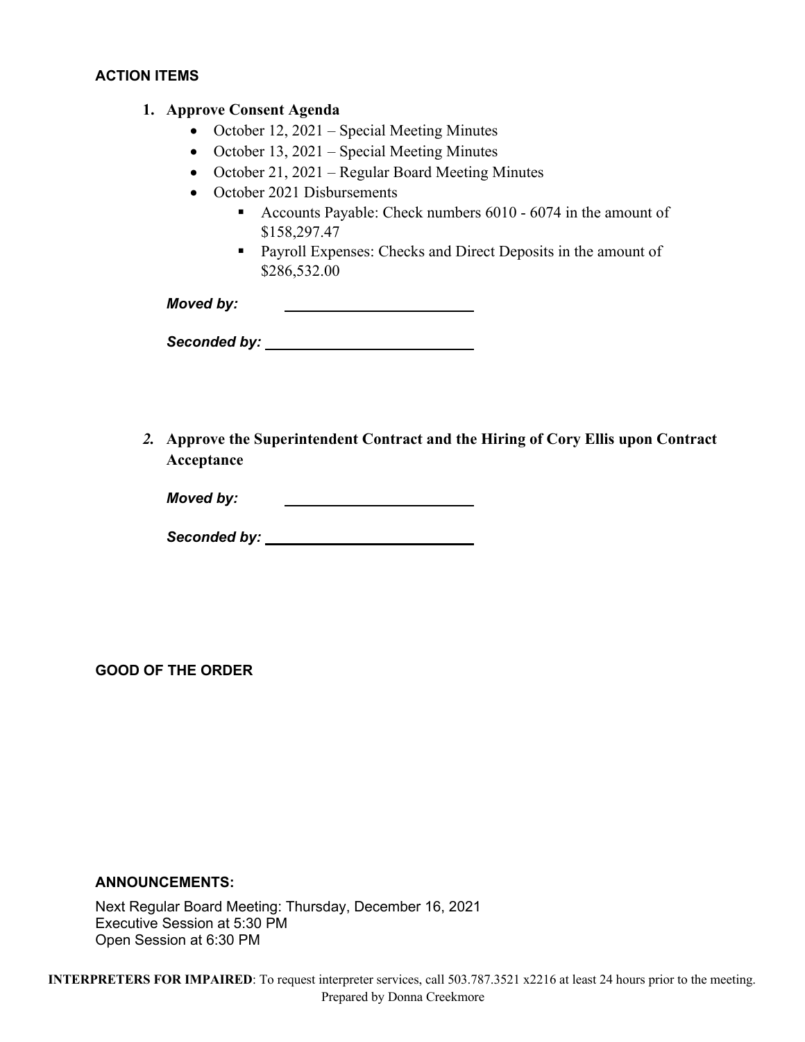## ACTION ITEMS

1. **Approve Consent Agenda**
   - October 12, 2021 – Special Meeting Minutes
   - October 13, 2021 – Special Meeting Minutes
   - October 21, 2021 – Regular Board Meeting Minutes
   - October 2021 Disbursements
     - Accounts Payable: Check numbers 6010 - 6074 in the amount of $158,297.47
     - Payroll Expenses: Checks and Direct Deposits in the amount of $286,532.00

   ***Moved by:*** ________________________

   ***Seconded by:*** ________________________

2. **Approve the Superintendent Contract and the Hiring of Cory Ellis upon Contract Acceptance**

   ***Moved by:*** ________________________

   ***Seconded by:*** ________________________

## GOOD OF THE ORDER

## ANNOUNCEMENTS:

Next Regular Board Meeting: Thursday, December 16, 2021
Executive Session at 5:30 PM
Open Session at 6:30 PM

**INTERPRETERS FOR IMPAIRED**: To request interpreter services, call 503.787.3521 x2216 at least 24 hours prior to the meeting.
Prepared by Donna Creekmore